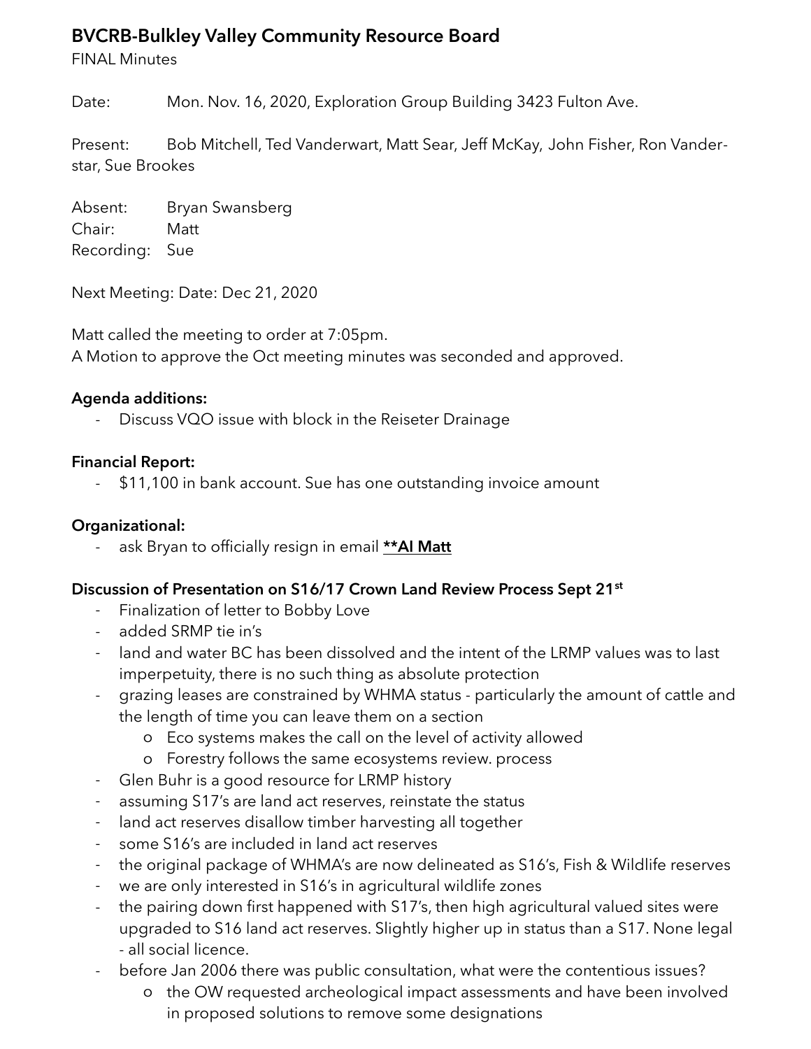# BVCRB-Bulkley Valley Community Resource Board

FINAL Minutes

Date: Mon. Nov. 16, 2020, Exploration Group Building 3423 Fulton Ave.

Present: Bob Mitchell, Ted Vanderwart, Matt Sear, Jeff McKay, John Fisher, Ron Vanderstar, Sue Brookes

Absent: Bryan Swansberg
Chair: Matt
Recording: Sue

Next Meeting: Date: Dec 21, 2020

Matt called the meeting to order at 7:05pm.
A Motion to approve the Oct meeting minutes was seconded and approved.

**Agenda additions:**

- Discuss VQO issue with block in the Reiseter Drainage

**Financial Report:**

- $11,100 in bank account. Sue has one outstanding invoice amount

**Organizational:**

- ask Bryan to officially resign in email **<u>**AI Matt</u>**

**Discussion of Presentation on S16/17 Crown Land Review Process Sept 21st**

- Finalization of letter to Bobby Love
- added SRMP tie in's
- land and water BC has been dissolved and the intent of the LRMP values was to last imperpetuity, there is no such thing as absolute protection
- grazing leases are constrained by WHMA status - particularly the amount of cattle and the length of time you can leave them on a section
  - Eco systems makes the call on the level of activity allowed
  - Forestry follows the same ecosystems review. process
- Glen Buhr is a good resource for LRMP history
- assuming S17's are land act reserves, reinstate the status
- land act reserves disallow timber harvesting all together
- some S16's are included in land act reserves
- the original package of WHMA's are now delineated as S16's, Fish & Wildlife reserves
- we are only interested in S16's in agricultural wildlife zones
- the pairing down first happened with S17's, then high agricultural valued sites were upgraded to S16 land act reserves. Slightly higher up in status than a S17. None legal - all social licence.
- before Jan 2006 there was public consultation, what were the contentious issues?
  - the OW requested archeological impact assessments and have been involved in proposed solutions to remove some designations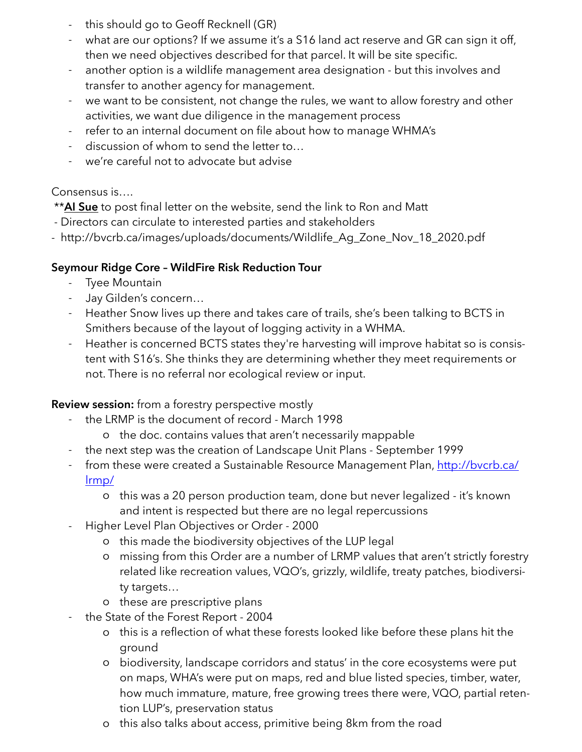- this should go to Geoff Recknell (GR)
- what are our options? If we assume it's a S16 land act reserve and GR can sign it off, then we need objectives described for that parcel. It will be site specific.
- another option is a wildlife management area designation - but this involves and transfer to another agency for management.
- we want to be consistent, not change the rules, we want to allow forestry and other activities, we want due diligence in the management process
- refer to an internal document on file about how to manage WHMA's
- discussion of whom to send the letter to…
- we're careful not to advocate but advise

Consensus is….

**<u>**Al Sue**</u> to post final letter on the website, send the link to Ron and Matt

- Directors can circulate to interested parties and stakeholders
- http://bvcrb.ca/images/uploads/documents/Wildlife_Ag_Zone_Nov_18_2020.pdf

**Seymour Ridge Core – WildFire Risk Reduction Tour**

- Tyee Mountain
- Jay Gilden's concern…
- Heather Snow lives up there and takes care of trails, she's been talking to BCTS in Smithers because of the layout of logging activity in a WHMA.
- Heather is concerned BCTS states they're harvesting will improve habitat so is consistent with S16's. She thinks they are determining whether they meet requirements or not. There is no referral nor ecological review or input.

**Review session:** from a forestry perspective mostly

- the LRMP is the document of record - March 1998
  - the doc. contains values that aren't necessarily mappable
- the next step was the creation of Landscape Unit Plans - September 1999
- from these were created a Sustainable Resource Management Plan, http://bvcrb.ca/lrmp/
  - this was a 20 person production team, done but never legalized - it's known and intent is respected but there are no legal repercussions
- Higher Level Plan Objectives or Order - 2000
  - this made the biodiversity objectives of the LUP legal
  - missing from this Order are a number of LRMP values that aren't strictly forestry related like recreation values, VQO's, grizzly, wildlife, treaty patches, biodiversity targets…
  - these are prescriptive plans
- the State of the Forest Report - 2004
  - this is a reflection of what these forests looked like before these plans hit the ground
  - biodiversity, landscape corridors and status' in the core ecosystems were put on maps, WHA's were put on maps, red and blue listed species, timber, water, how much immature, mature, free growing trees there were, VQO, partial retention LUP's, preservation status
  - this also talks about access, primitive being 8km from the road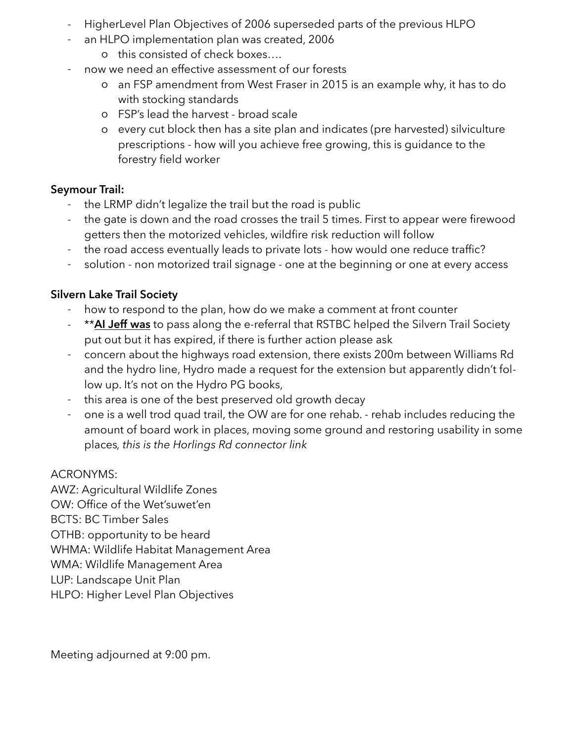- HigherLevel Plan Objectives of 2006 superseded parts of the previous HLPO
- an HLPO implementation plan was created, 2006
    - this consisted of check boxes….
- now we need an effective assessment of our forests
    - an FSP amendment from West Fraser in 2015 is an example why, it has to do with stocking standards
    - FSP's lead the harvest - broad scale
    - every cut block then has a site plan and indicates (pre harvested) silviculture prescriptions - how will you achieve free growing, this is guidance to the forestry field worker

**Seymour Trail:**

- the LRMP didn't legalize the trail but the road is public
- the gate is down and the road crosses the trail 5 times. First to appear were firewood getters then the motorized vehicles, wildfire risk reduction will follow
- the road access eventually leads to private lots - how would one reduce traffic?
- solution - non motorized trail signage - one at the beginning or one at every access

**Silvern Lake Trail Society**

- how to respond to the plan, how do we make a comment at front counter
- ****<u>AI Jeff was</u>** to pass along the e-referral that RSTBC helped the Silvern Trail Society put out but it has expired, if there is further action please ask
- concern about the highways road extension, there exists 200m between Williams Rd and the hydro line, Hydro made a request for the extension but apparently didn't follow up. It's not on the Hydro PG books,
- this area is one of the best preserved old growth decay
- one is a well trod quad trail, the OW are for one rehab. - rehab includes reducing the amount of board work in places, moving some ground and restoring usability in some places*, this is the Horlings Rd connector link*

ACRONYMS:
AWZ: Agricultural Wildlife Zones
OW: Office of the Wet'suwet'en
BCTS: BC Timber Sales
OTHB: opportunity to be heard
WHMA: Wildlife Habitat Management Area
WMA: Wildlife Management Area
LUP: Landscape Unit Plan
HLPO: Higher Level Plan Objectives

Meeting adjourned at 9:00 pm.